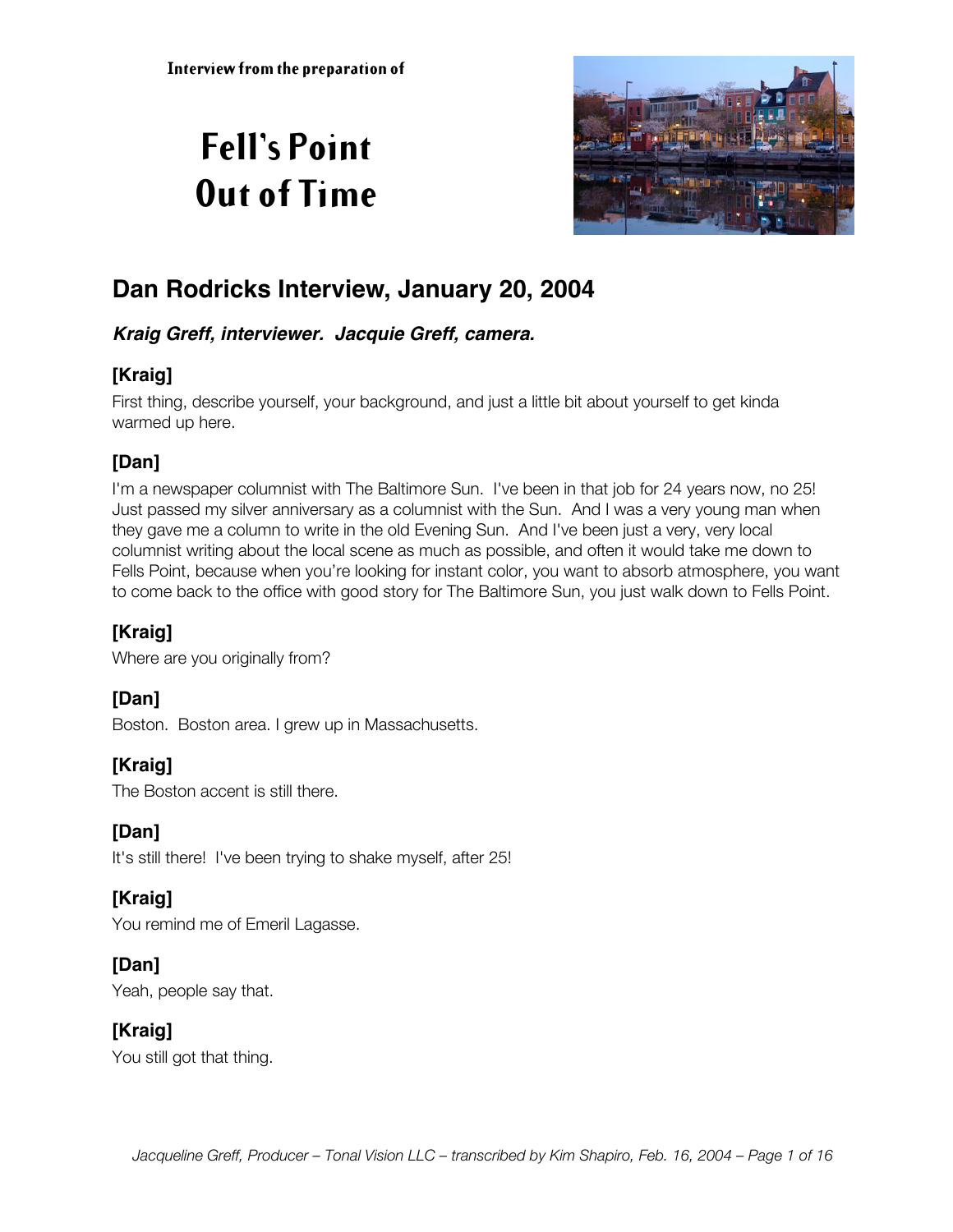Interview from the preparation of

# Fell's Point Out of Time

## Dan Rodricks Interview, January 20, 2004

***Kraig Greff, interviewer. Jacquie Greff, camera.***

### [Kraig]

First thing, describe yourself, your background, and just a little bit about yourself to get kinda warmed up here.

### [Dan]

I'm a newspaper columnist with The Baltimore Sun. I've been in that job for 24 years now, no 25! Just passed my silver anniversary as a columnist with the Sun. And I was a very young man when they gave me a column to write in the old Evening Sun. And I've been just a very, very local columnist writing about the local scene as much as possible, and often it would take me down to Fells Point, because when you're looking for instant color, you want to absorb atmosphere, you want to come back to the office with good story for The Baltimore Sun, you just walk down to Fells Point.

### [Kraig]

Where are you originally from?

### [Dan]

Boston. Boston area. I grew up in Massachusetts.

### [Kraig]

The Boston accent is still there.

### [Dan]

It's still there! I've been trying to shake myself, after 25!

### [Kraig]

You remind me of Emeril Lagasse.

### [Dan]

Yeah, people say that.

### [Kraig]

You still got that thing.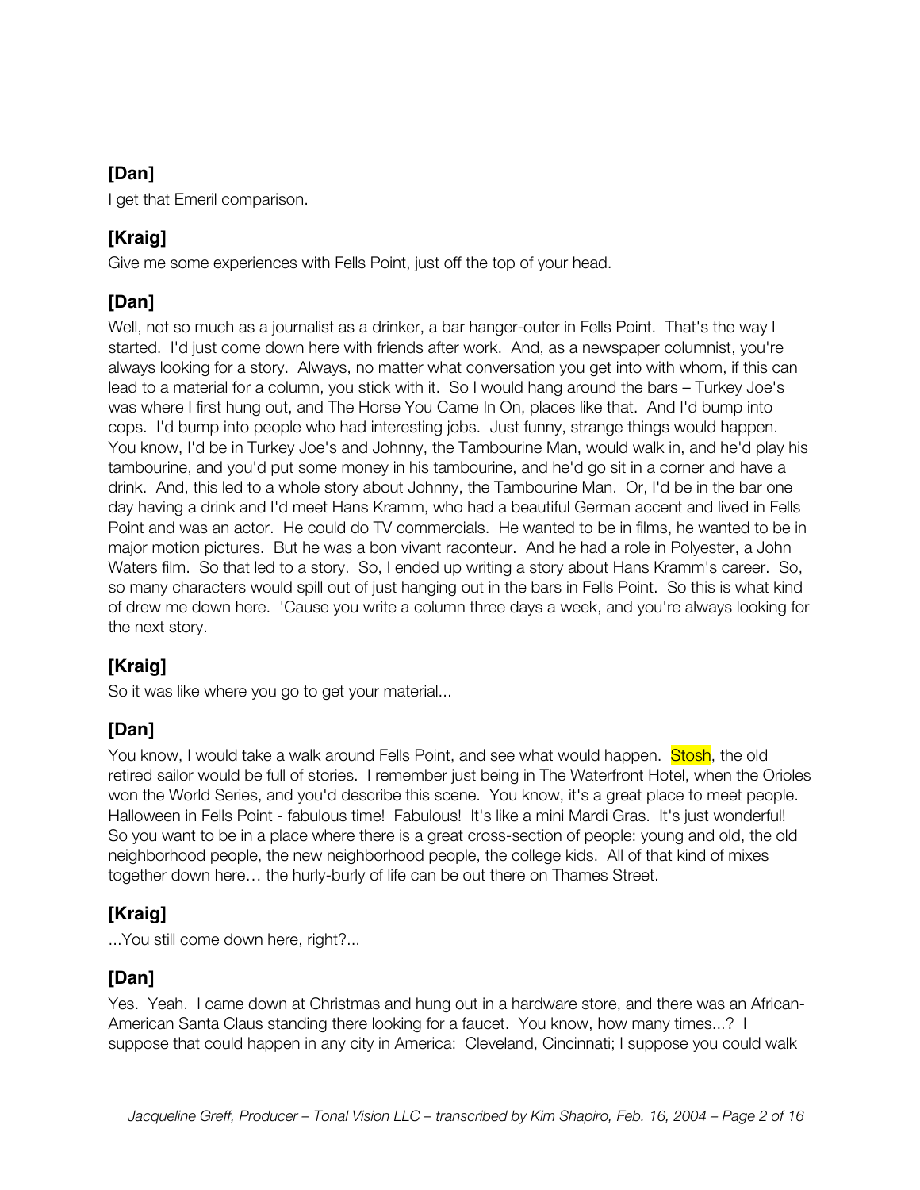**[Dan]**

I get that Emeril comparison.

**[Kraig]**

Give me some experiences with Fells Point, just off the top of your head.

**[Dan]**

Well, not so much as a journalist as a drinker, a bar hanger-outer in Fells Point. That's the way I started. I'd just come down here with friends after work. And, as a newspaper columnist, you're always looking for a story. Always, no matter what conversation you get into with whom, if this can lead to a material for a column, you stick with it. So I would hang around the bars – Turkey Joe's was where I first hung out, and The Horse You Came In On, places like that. And I'd bump into cops. I'd bump into people who had interesting jobs. Just funny, strange things would happen. You know, I'd be in Turkey Joe's and Johnny, the Tambourine Man, would walk in, and he'd play his tambourine, and you'd put some money in his tambourine, and he'd go sit in a corner and have a drink. And, this led to a whole story about Johnny, the Tambourine Man. Or, I'd be in the bar one day having a drink and I'd meet Hans Kramm, who had a beautiful German accent and lived in Fells Point and was an actor. He could do TV commercials. He wanted to be in films, he wanted to be in major motion pictures. But he was a bon vivant raconteur. And he had a role in Polyester, a John Waters film. So that led to a story. So, I ended up writing a story about Hans Kramm's career. So, so many characters would spill out of just hanging out in the bars in Fells Point. So this is what kind of drew me down here. 'Cause you write a column three days a week, and you're always looking for the next story.

**[Kraig]**

So it was like where you go to get your material...

**[Dan]**

You know, I would take a walk around Fells Point, and see what would happen. Stosh, the old retired sailor would be full of stories. I remember just being in The Waterfront Hotel, when the Orioles won the World Series, and you'd describe this scene. You know, it's a great place to meet people. Halloween in Fells Point - fabulous time! Fabulous! It's like a mini Mardi Gras. It's just wonderful! So you want to be in a place where there is a great cross-section of people: young and old, the old neighborhood people, the new neighborhood people, the college kids. All of that kind of mixes together down here… the hurly-burly of life can be out there on Thames Street.

**[Kraig]**

...You still come down here, right?...

**[Dan]**

Yes. Yeah. I came down at Christmas and hung out in a hardware store, and there was an African-American Santa Claus standing there looking for a faucet. You know, how many times...? I suppose that could happen in any city in America: Cleveland, Cincinnati; I suppose you could walk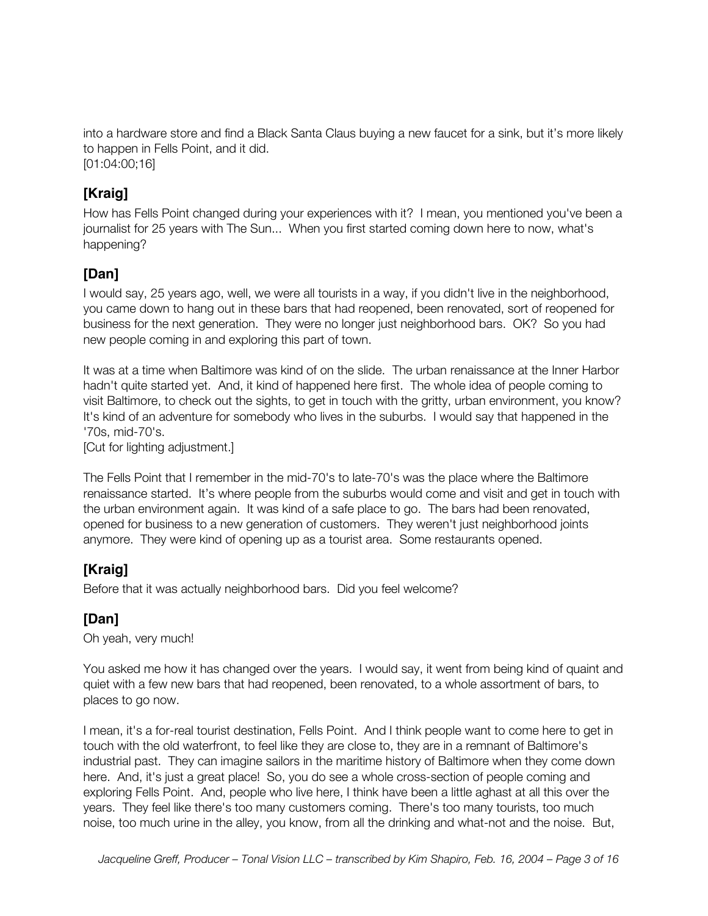into a hardware store and find a Black Santa Claus buying a new faucet for a sink, but it's more likely to happen in Fells Point, and it did.
[01:04:00;16]

## [Kraig]

How has Fells Point changed during your experiences with it? I mean, you mentioned you've been a journalist for 25 years with The Sun... When you first started coming down here to now, what's happening?

## [Dan]

I would say, 25 years ago, well, we were all tourists in a way, if you didn't live in the neighborhood, you came down to hang out in these bars that had reopened, been renovated, sort of reopened for business for the next generation. They were no longer just neighborhood bars. OK? So you had new people coming in and exploring this part of town.

It was at a time when Baltimore was kind of on the slide. The urban renaissance at the Inner Harbor hadn't quite started yet. And, it kind of happened here first. The whole idea of people coming to visit Baltimore, to check out the sights, to get in touch with the gritty, urban environment, you know? It's kind of an adventure for somebody who lives in the suburbs. I would say that happened in the '70s, mid-70's.
[Cut for lighting adjustment.]

The Fells Point that I remember in the mid-70's to late-70's was the place where the Baltimore renaissance started. It's where people from the suburbs would come and visit and get in touch with the urban environment again. It was kind of a safe place to go. The bars had been renovated, opened for business to a new generation of customers. They weren't just neighborhood joints anymore. They were kind of opening up as a tourist area. Some restaurants opened.

## [Kraig]

Before that it was actually neighborhood bars. Did you feel welcome?

## [Dan]

Oh yeah, very much!

You asked me how it has changed over the years. I would say, it went from being kind of quaint and quiet with a few new bars that had reopened, been renovated, to a whole assortment of bars, to places to go now.

I mean, it's a for-real tourist destination, Fells Point. And I think people want to come here to get in touch with the old waterfront, to feel like they are close to, they are in a remnant of Baltimore's industrial past. They can imagine sailors in the maritime history of Baltimore when they come down here. And, it's just a great place! So, you do see a whole cross-section of people coming and exploring Fells Point. And, people who live here, I think have been a little aghast at all this over the years. They feel like there's too many customers coming. There's too many tourists, too much noise, too much urine in the alley, you know, from all the drinking and what-not and the noise. But,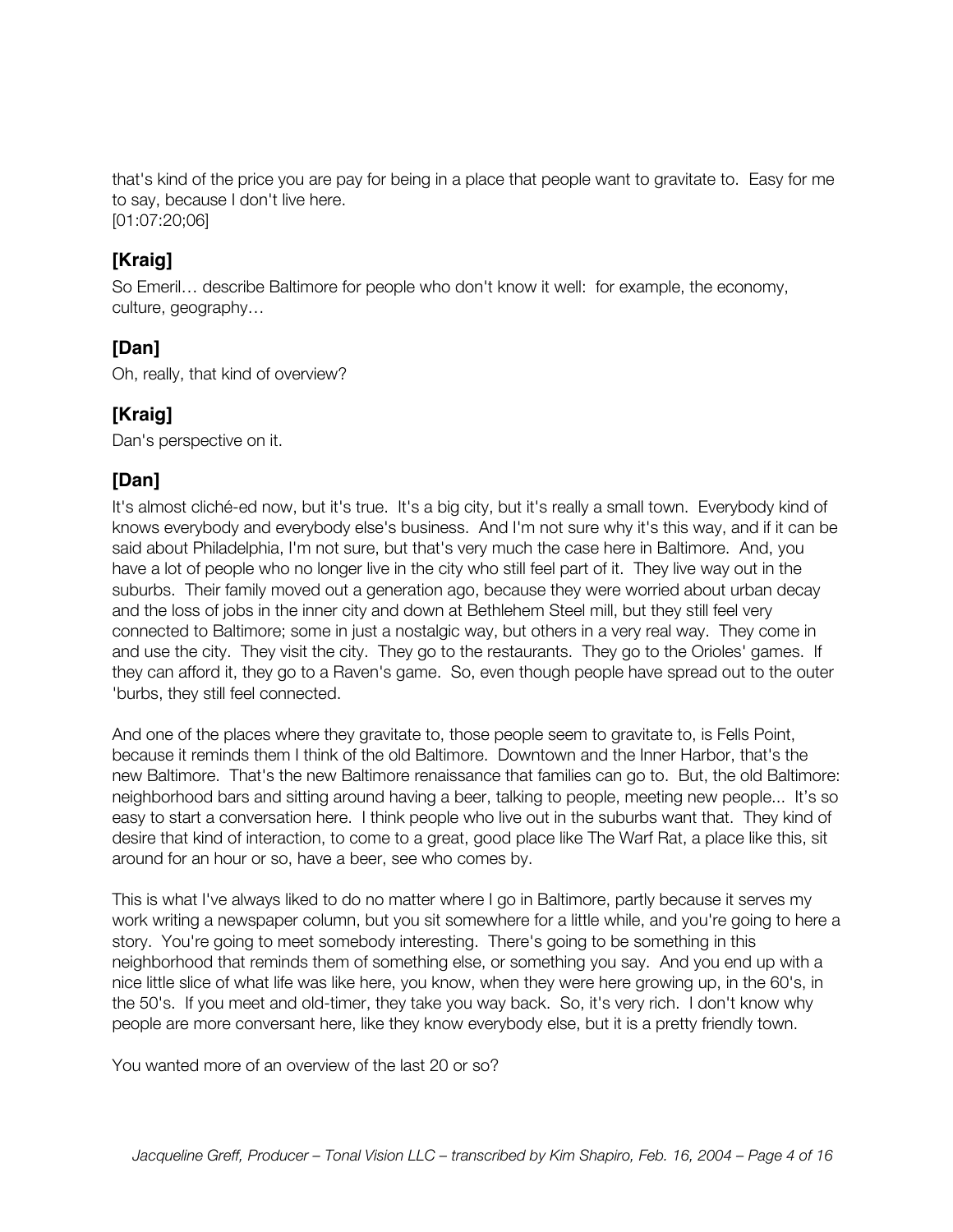that's kind of the price you are pay for being in a place that people want to gravitate to. Easy for me to say, because I don't live here.
[01:07:20;06]

## [Kraig]

So Emeril… describe Baltimore for people who don't know it well: for example, the economy, culture, geography…

## [Dan]

Oh, really, that kind of overview?

## [Kraig]

Dan's perspective on it.

## [Dan]

It's almost cliché-ed now, but it's true. It's a big city, but it's really a small town. Everybody kind of knows everybody and everybody else's business. And I'm not sure why it's this way, and if it can be said about Philadelphia, I'm not sure, but that's very much the case here in Baltimore. And, you have a lot of people who no longer live in the city who still feel part of it. They live way out in the suburbs. Their family moved out a generation ago, because they were worried about urban decay and the loss of jobs in the inner city and down at Bethlehem Steel mill, but they still feel very connected to Baltimore; some in just a nostalgic way, but others in a very real way. They come in and use the city. They visit the city. They go to the restaurants. They go to the Orioles' games. If they can afford it, they go to a Raven's game. So, even though people have spread out to the outer 'burbs, they still feel connected.

And one of the places where they gravitate to, those people seem to gravitate to, is Fells Point, because it reminds them I think of the old Baltimore. Downtown and the Inner Harbor, that's the new Baltimore. That's the new Baltimore renaissance that families can go to. But, the old Baltimore: neighborhood bars and sitting around having a beer, talking to people, meeting new people... It's so easy to start a conversation here. I think people who live out in the suburbs want that. They kind of desire that kind of interaction, to come to a great, good place like The Warf Rat, a place like this, sit around for an hour or so, have a beer, see who comes by.

This is what I've always liked to do no matter where I go in Baltimore, partly because it serves my work writing a newspaper column, but you sit somewhere for a little while, and you're going to here a story. You're going to meet somebody interesting. There's going to be something in this neighborhood that reminds them of something else, or something you say. And you end up with a nice little slice of what life was like here, you know, when they were here growing up, in the 60's, in the 50's. If you meet and old-timer, they take you way back. So, it's very rich. I don't know why people are more conversant here, like they know everybody else, but it is a pretty friendly town.

You wanted more of an overview of the last 20 or so?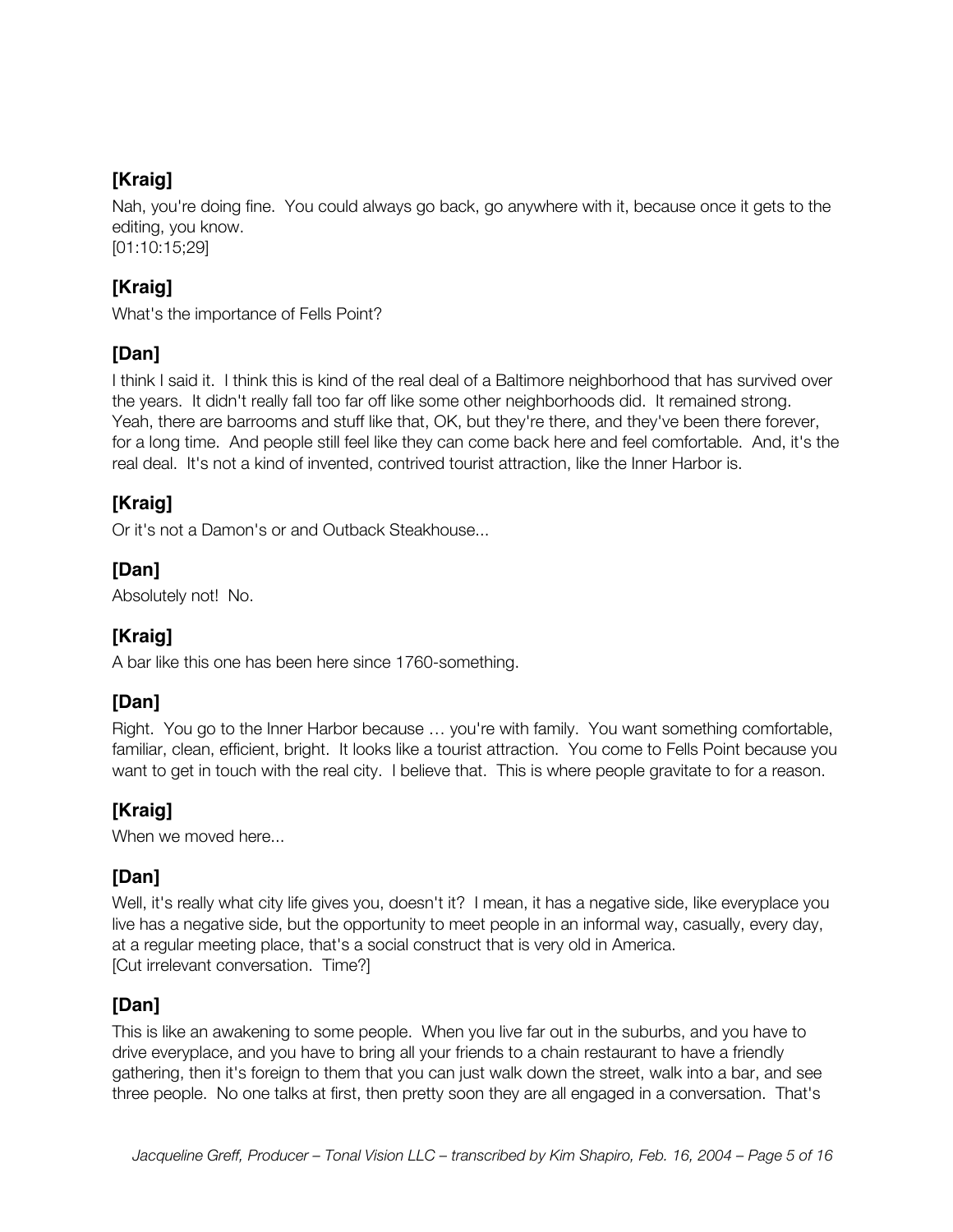### [Kraig]

Nah, you're doing fine. You could always go back, go anywhere with it, because once it gets to the editing, you know.
[01:10:15;29]

### [Kraig]

What's the importance of Fells Point?

### [Dan]

I think I said it. I think this is kind of the real deal of a Baltimore neighborhood that has survived over the years. It didn't really fall too far off like some other neighborhoods did. It remained strong. Yeah, there are barrooms and stuff like that, OK, but they're there, and they've been there forever, for a long time. And people still feel like they can come back here and feel comfortable. And, it's the real deal. It's not a kind of invented, contrived tourist attraction, like the Inner Harbor is.

### [Kraig]

Or it's not a Damon's or and Outback Steakhouse...

### [Dan]

Absolutely not! No.

### [Kraig]

A bar like this one has been here since 1760-something.

### [Dan]

Right. You go to the Inner Harbor because … you're with family. You want something comfortable, familiar, clean, efficient, bright. It looks like a tourist attraction. You come to Fells Point because you want to get in touch with the real city. I believe that. This is where people gravitate to for a reason.

### [Kraig]

When we moved here...

### [Dan]

Well, it's really what city life gives you, doesn't it? I mean, it has a negative side, like everyplace you live has a negative side, but the opportunity to meet people in an informal way, casually, every day, at a regular meeting place, that's a social construct that is very old in America.
[Cut irrelevant conversation. Time?]

### [Dan]

This is like an awakening to some people. When you live far out in the suburbs, and you have to drive everyplace, and you have to bring all your friends to a chain restaurant to have a friendly gathering, then it's foreign to them that you can just walk down the street, walk into a bar, and see three people. No one talks at first, then pretty soon they are all engaged in a conversation. That's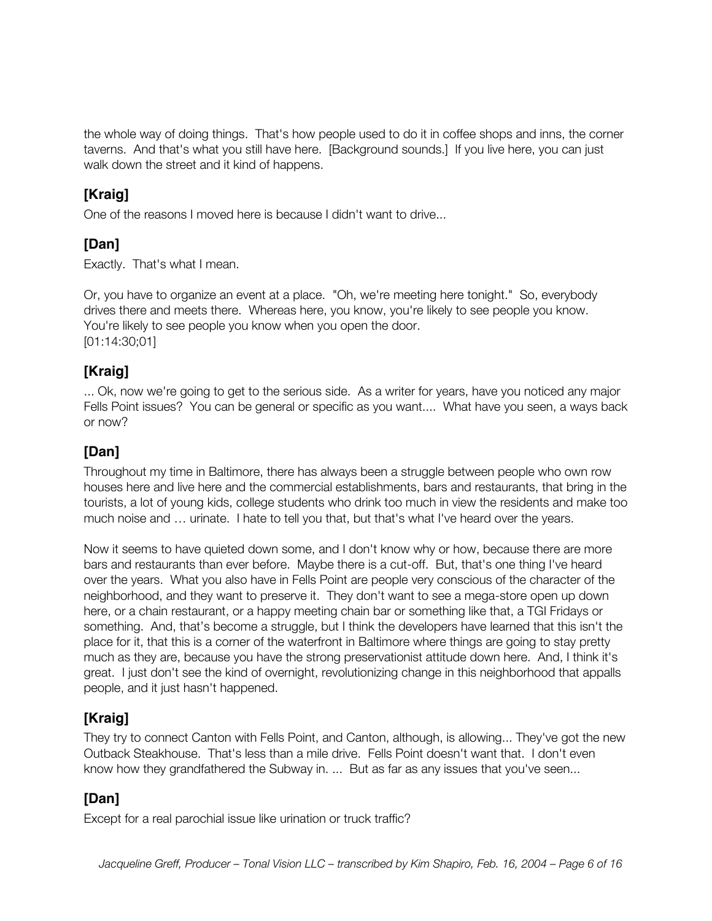the whole way of doing things. That's how people used to do it in coffee shops and inns, the corner taverns. And that's what you still have here. [Background sounds.] If you live here, you can just walk down the street and it kind of happens.

## [Kraig]

One of the reasons I moved here is because I didn't want to drive...

## [Dan]

Exactly. That's what I mean.

Or, you have to organize an event at a place. "Oh, we're meeting here tonight." So, everybody drives there and meets there. Whereas here, you know, you're likely to see people you know. You're likely to see people you know when you open the door.
[01:14:30;01]

## [Kraig]

... Ok, now we're going to get to the serious side. As a writer for years, have you noticed any major Fells Point issues? You can be general or specific as you want.... What have you seen, a ways back or now?

## [Dan]

Throughout my time in Baltimore, there has always been a struggle between people who own row houses here and live here and the commercial establishments, bars and restaurants, that bring in the tourists, a lot of young kids, college students who drink too much in view the residents and make too much noise and … urinate. I hate to tell you that, but that's what I've heard over the years.

Now it seems to have quieted down some, and I don't know why or how, because there are more bars and restaurants than ever before. Maybe there is a cut-off. But, that's one thing I've heard over the years. What you also have in Fells Point are people very conscious of the character of the neighborhood, and they want to preserve it. They don't want to see a mega-store open up down here, or a chain restaurant, or a happy meeting chain bar or something like that, a TGI Fridays or something. And, that's become a struggle, but I think the developers have learned that this isn't the place for it, that this is a corner of the waterfront in Baltimore where things are going to stay pretty much as they are, because you have the strong preservationist attitude down here. And, I think it's great. I just don't see the kind of overnight, revolutionizing change in this neighborhood that appalls people, and it just hasn't happened.

## [Kraig]

They try to connect Canton with Fells Point, and Canton, although, is allowing... They've got the new Outback Steakhouse. That's less than a mile drive. Fells Point doesn't want that. I don't even know how they grandfathered the Subway in. ... But as far as any issues that you've seen...

## [Dan]

Except for a real parochial issue like urination or truck traffic?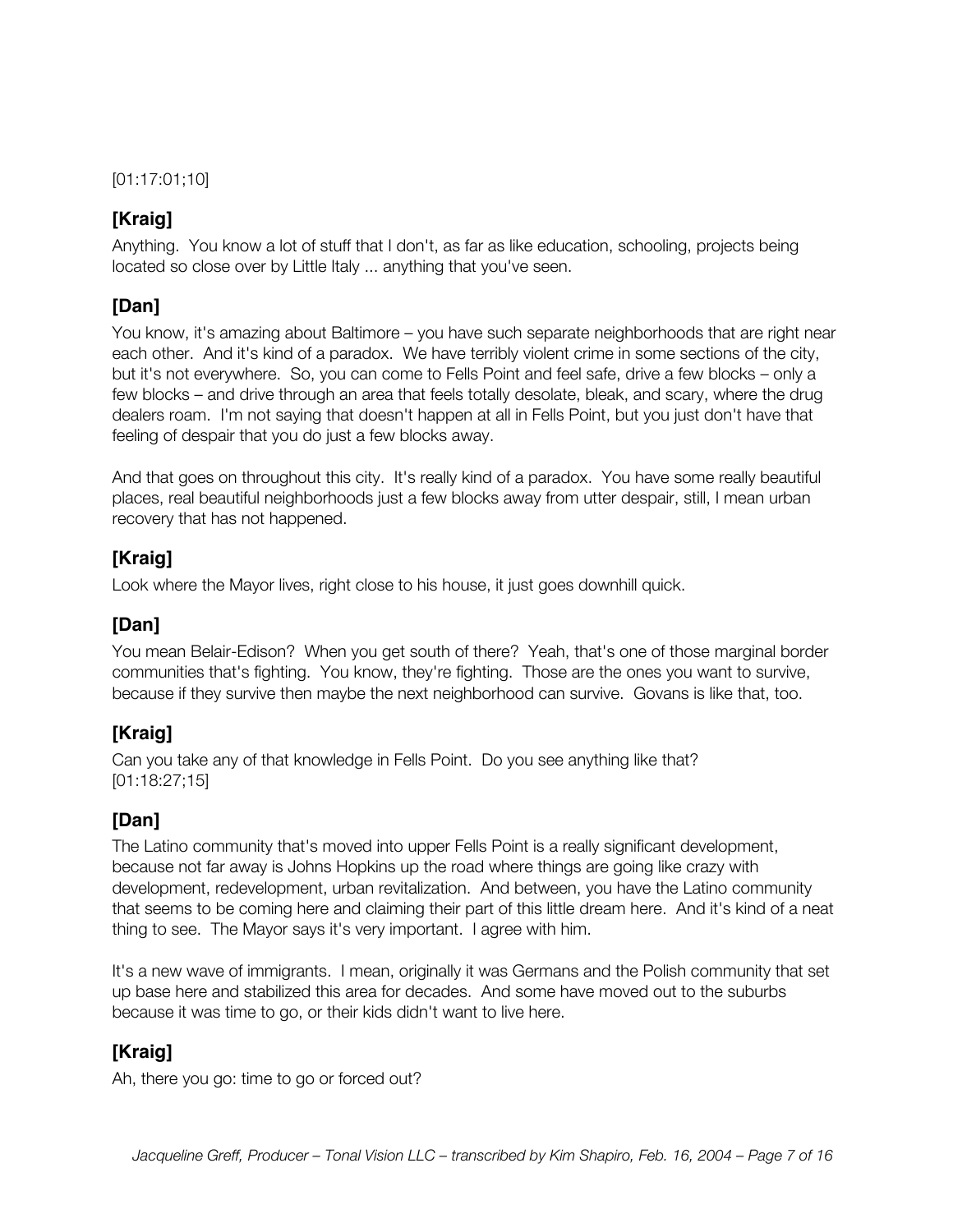[01:17:01;10]

## [Kraig]

Anything. You know a lot of stuff that I don't, as far as like education, schooling, projects being located so close over by Little Italy ... anything that you've seen.

## [Dan]

You know, it's amazing about Baltimore – you have such separate neighborhoods that are right near each other. And it's kind of a paradox. We have terribly violent crime in some sections of the city, but it's not everywhere. So, you can come to Fells Point and feel safe, drive a few blocks – only a few blocks – and drive through an area that feels totally desolate, bleak, and scary, where the drug dealers roam. I'm not saying that doesn't happen at all in Fells Point, but you just don't have that feeling of despair that you do just a few blocks away.

And that goes on throughout this city. It's really kind of a paradox. You have some really beautiful places, real beautiful neighborhoods just a few blocks away from utter despair, still, I mean urban recovery that has not happened.

## [Kraig]

Look where the Mayor lives, right close to his house, it just goes downhill quick.

## [Dan]

You mean Belair-Edison? When you get south of there? Yeah, that's one of those marginal border communities that's fighting. You know, they're fighting. Those are the ones you want to survive, because if they survive then maybe the next neighborhood can survive. Govans is like that, too.

## [Kraig]

Can you take any of that knowledge in Fells Point. Do you see anything like that?
[01:18:27;15]

## [Dan]

The Latino community that's moved into upper Fells Point is a really significant development, because not far away is Johns Hopkins up the road where things are going like crazy with development, redevelopment, urban revitalization. And between, you have the Latino community that seems to be coming here and claiming their part of this little dream here. And it's kind of a neat thing to see. The Mayor says it's very important. I agree with him.

It's a new wave of immigrants. I mean, originally it was Germans and the Polish community that set up base here and stabilized this area for decades. And some have moved out to the suburbs because it was time to go, or their kids didn't want to live here.

## [Kraig]

Ah, there you go: time to go or forced out?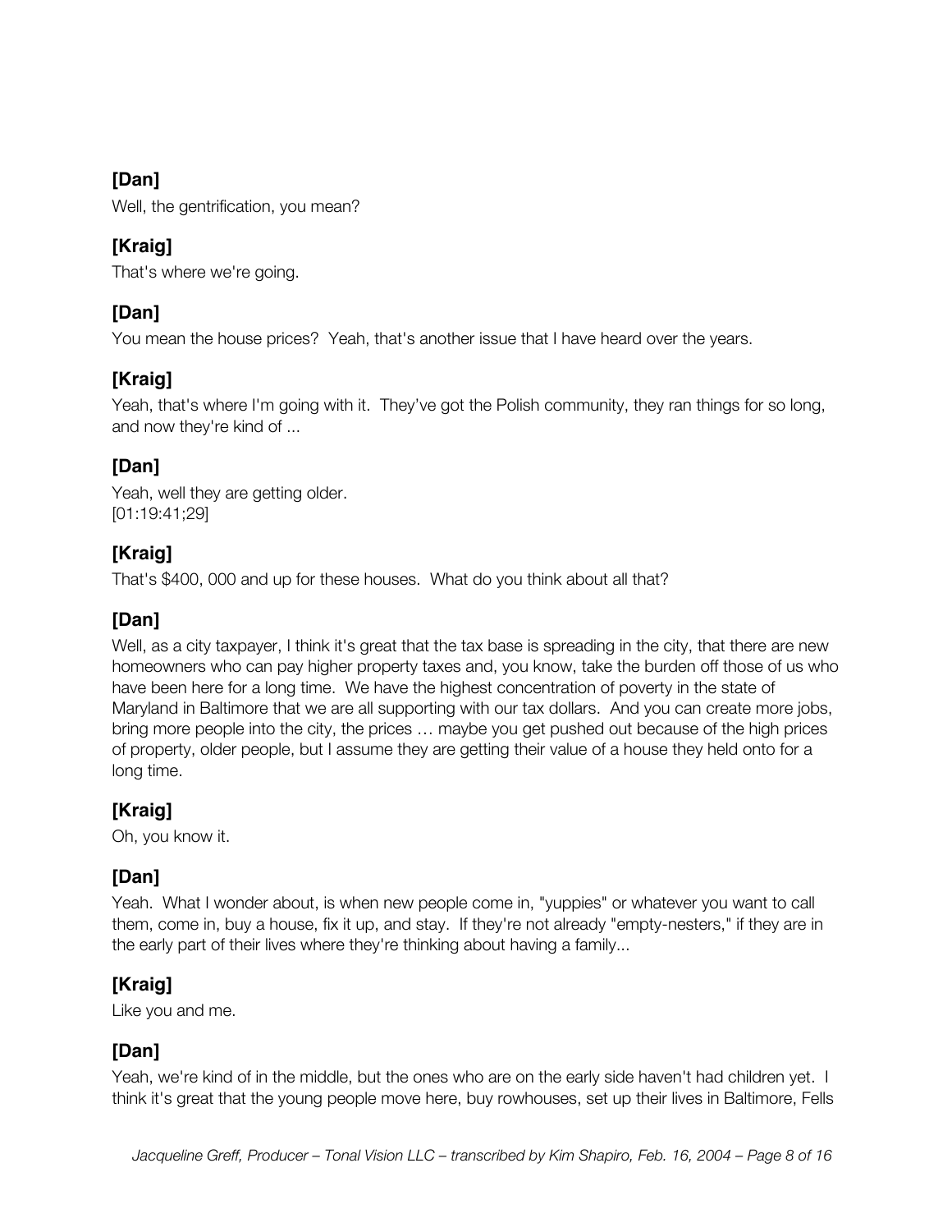**[Dan]**
Well, the gentrification, you mean?

**[Kraig]**
That's where we're going.

**[Dan]**
You mean the house prices?  Yeah, that's another issue that I have heard over the years.

**[Kraig]**
Yeah, that's where I'm going with it.  They've got the Polish community, they ran things for so long, and now they're kind of ...

**[Dan]**
Yeah, well they are getting older.
[01:19:41;29]

**[Kraig]**
That's $400, 000 and up for these houses.  What do you think about all that?

**[Dan]**
Well, as a city taxpayer, I think it's great that the tax base is spreading in the city, that there are new homeowners who can pay higher property taxes and, you know, take the burden off those of us who have been here for a long time.  We have the highest concentration of poverty in the state of Maryland in Baltimore that we are all supporting with our tax dollars.  And you can create more jobs, bring more people into the city, the prices … maybe you get pushed out because of the high prices of property, older people, but I assume they are getting their value of a house they held onto for a long time.

**[Kraig]**
Oh, you know it.

**[Dan]**
Yeah.  What I wonder about, is when new people come in, "yuppies" or whatever you want to call them, come in, buy a house, fix it up, and stay.  If they're not already "empty-nesters," if they are in the early part of their lives where they're thinking about having a family...

**[Kraig]**
Like you and me.

**[Dan]**
Yeah, we're kind of in the middle, but the ones who are on the early side haven't had children yet.  I think it's great that the young people move here, buy rowhouses, set up their lives in Baltimore, Fells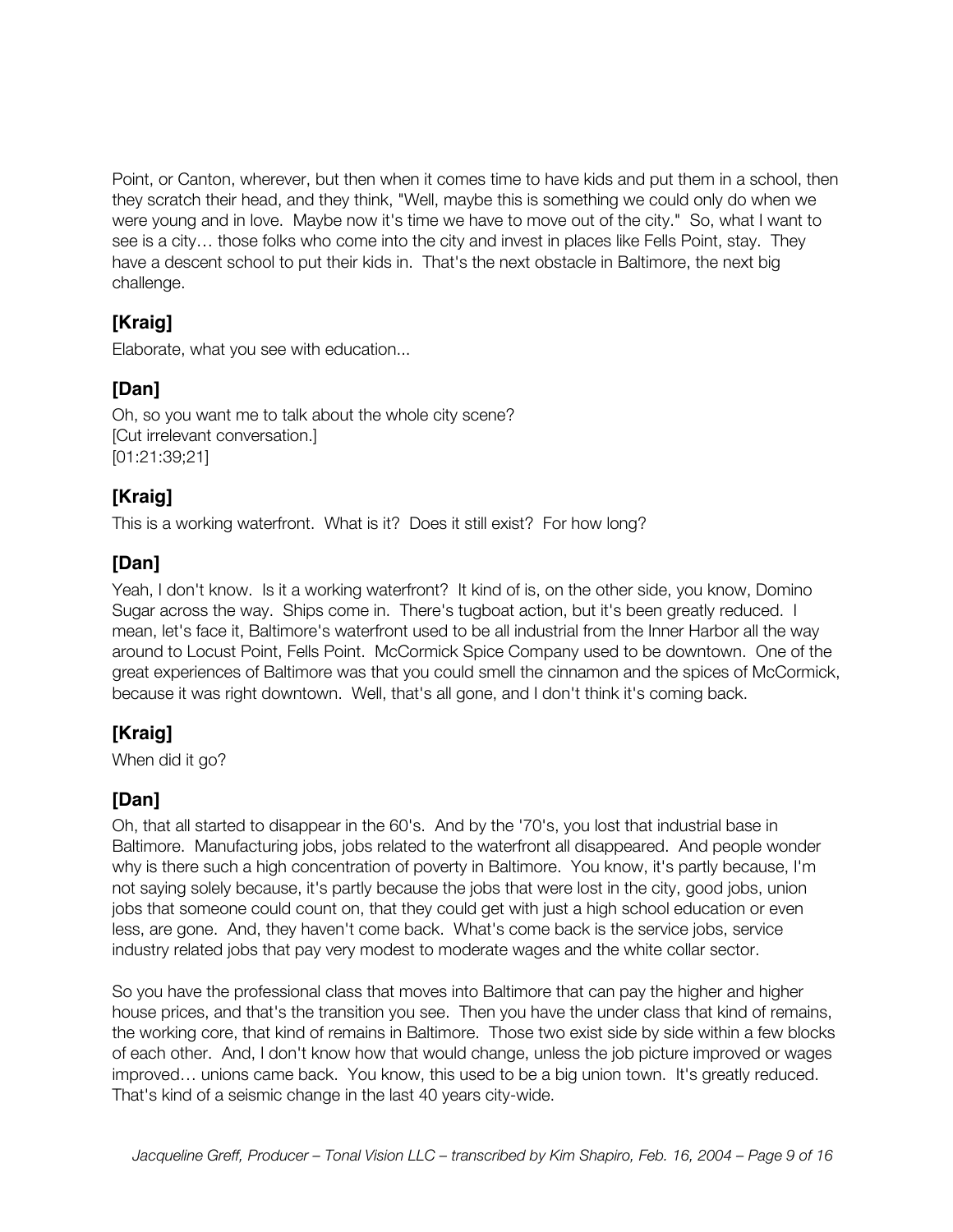Point, or Canton, wherever, but then when it comes time to have kids and put them in a school, then they scratch their head, and they think, "Well, maybe this is something we could only do when we were young and in love. Maybe now it's time we have to move out of the city." So, what I want to see is a city… those folks who come into the city and invest in places like Fells Point, stay. They have a descent school to put their kids in. That's the next obstacle in Baltimore, the next big challenge.

### [Kraig]

Elaborate, what you see with education...

### [Dan]

Oh, so you want me to talk about the whole city scene?
[Cut irrelevant conversation.]
[01:21:39;21]

### [Kraig]

This is a working waterfront. What is it? Does it still exist? For how long?

### [Dan]

Yeah, I don't know. Is it a working waterfront? It kind of is, on the other side, you know, Domino Sugar across the way. Ships come in. There's tugboat action, but it's been greatly reduced. I mean, let's face it, Baltimore's waterfront used to be all industrial from the Inner Harbor all the way around to Locust Point, Fells Point. McCormick Spice Company used to be downtown. One of the great experiences of Baltimore was that you could smell the cinnamon and the spices of McCormick, because it was right downtown. Well, that's all gone, and I don't think it's coming back.

### [Kraig]

When did it go?

### [Dan]

Oh, that all started to disappear in the 60's. And by the '70's, you lost that industrial base in Baltimore. Manufacturing jobs, jobs related to the waterfront all disappeared. And people wonder why is there such a high concentration of poverty in Baltimore. You know, it's partly because, I'm not saying solely because, it's partly because the jobs that were lost in the city, good jobs, union jobs that someone could count on, that they could get with just a high school education or even less, are gone. And, they haven't come back. What's come back is the service jobs, service industry related jobs that pay very modest to moderate wages and the white collar sector.

So you have the professional class that moves into Baltimore that can pay the higher and higher house prices, and that's the transition you see. Then you have the under class that kind of remains, the working core, that kind of remains in Baltimore. Those two exist side by side within a few blocks of each other. And, I don't know how that would change, unless the job picture improved or wages improved… unions came back. You know, this used to be a big union town. It's greatly reduced. That's kind of a seismic change in the last 40 years city-wide.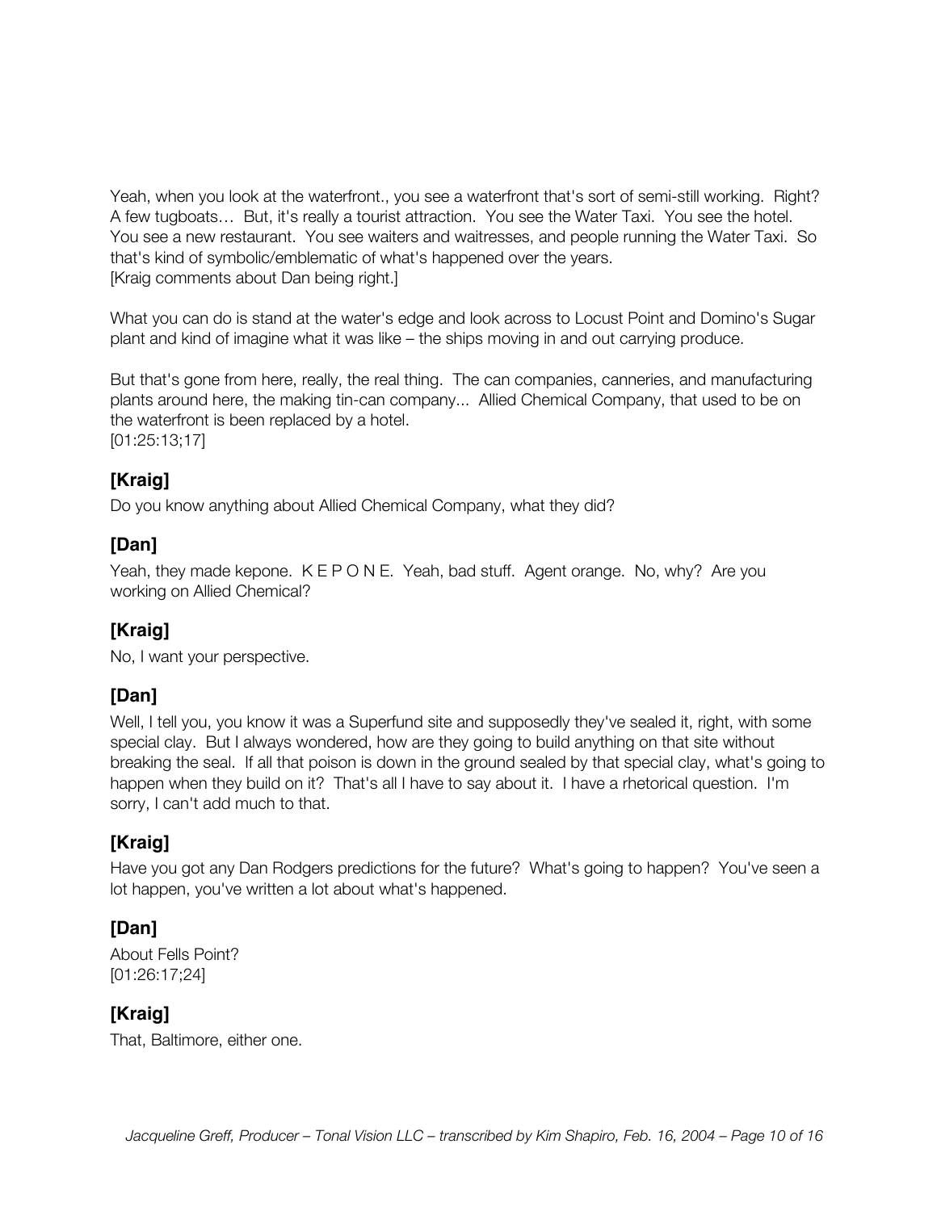Yeah, when you look at the waterfront., you see a waterfront that's sort of semi-still working. Right? A few tugboats… But, it's really a tourist attraction. You see the Water Taxi. You see the hotel. You see a new restaurant. You see waiters and waitresses, and people running the Water Taxi. So that's kind of symbolic/emblematic of what's happened over the years.
[Kraig comments about Dan being right.]

What you can do is stand at the water's edge and look across to Locust Point and Domino's Sugar plant and kind of imagine what it was like – the ships moving in and out carrying produce.

But that's gone from here, really, the real thing. The can companies, canneries, and manufacturing plants around here, the making tin-can company... Allied Chemical Company, that used to be on the waterfront is been replaced by a hotel.
[01:25:13;17]

## [Kraig]

Do you know anything about Allied Chemical Company, what they did?

## [Dan]

Yeah, they made kepone. K E P O N E. Yeah, bad stuff. Agent orange. No, why? Are you working on Allied Chemical?

## [Kraig]

No, I want your perspective.

## [Dan]

Well, I tell you, you know it was a Superfund site and supposedly they've sealed it, right, with some special clay. But I always wondered, how are they going to build anything on that site without breaking the seal. If all that poison is down in the ground sealed by that special clay, what's going to happen when they build on it? That's all I have to say about it. I have a rhetorical question. I'm sorry, I can't add much to that.

## [Kraig]

Have you got any Dan Rodgers predictions for the future? What's going to happen? You've seen a lot happen, you've written a lot about what's happened.

## [Dan]

About Fells Point?
[01:26:17;24]

## [Kraig]

That, Baltimore, either one.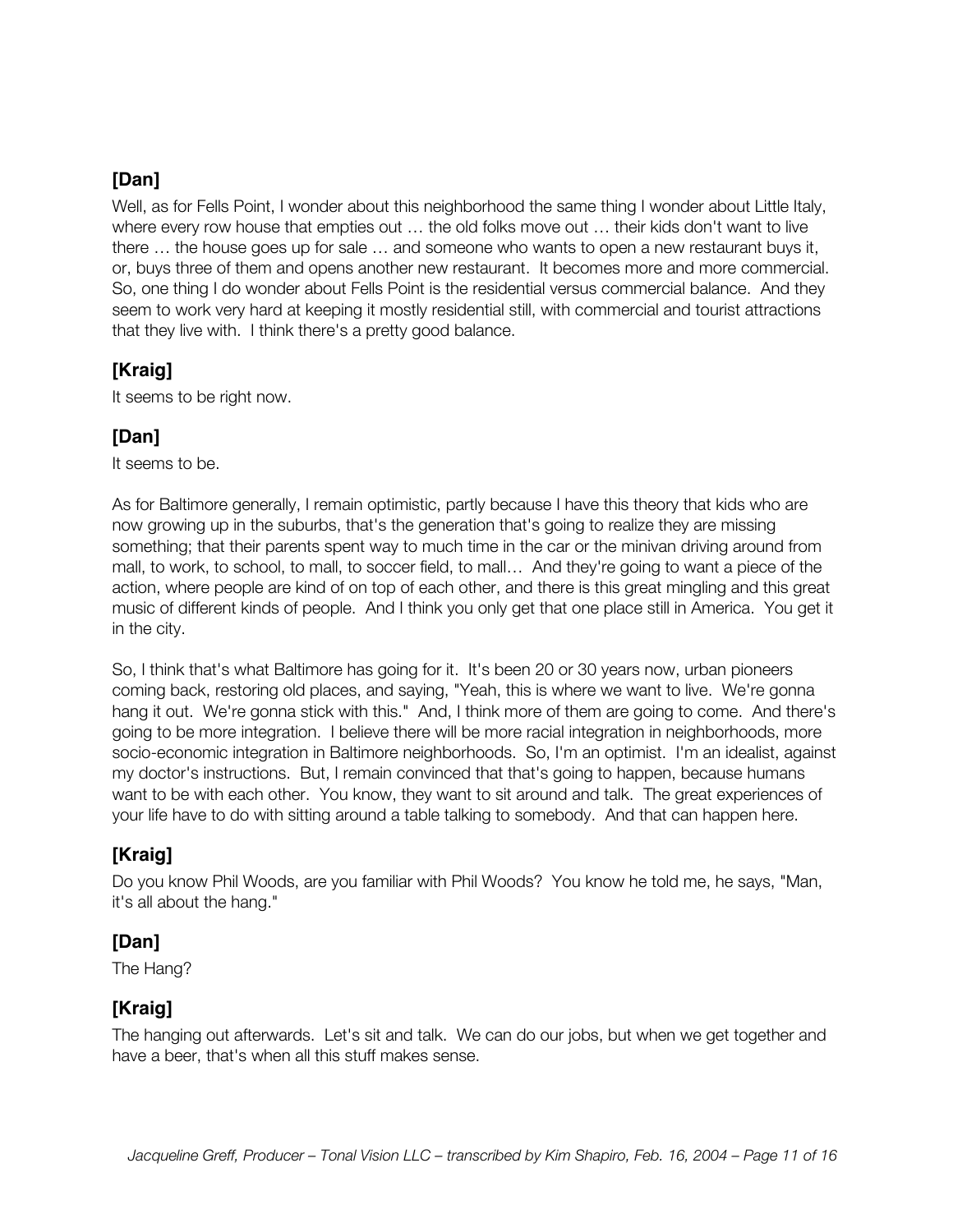**[Dan]**

Well, as for Fells Point, I wonder about this neighborhood the same thing I wonder about Little Italy, where every row house that empties out … the old folks move out … their kids don't want to live there … the house goes up for sale … and someone who wants to open a new restaurant buys it, or, buys three of them and opens another new restaurant. It becomes more and more commercial. So, one thing I do wonder about Fells Point is the residential versus commercial balance. And they seem to work very hard at keeping it mostly residential still, with commercial and tourist attractions that they live with. I think there's a pretty good balance.

**[Kraig]**

It seems to be right now.

**[Dan]**

It seems to be.

As for Baltimore generally, I remain optimistic, partly because I have this theory that kids who are now growing up in the suburbs, that's the generation that's going to realize they are missing something; that their parents spent way to much time in the car or the minivan driving around from mall, to work, to school, to mall, to soccer field, to mall… And they're going to want a piece of the action, where people are kind of on top of each other, and there is this great mingling and this great music of different kinds of people. And I think you only get that one place still in America. You get it in the city.

So, I think that's what Baltimore has going for it. It's been 20 or 30 years now, urban pioneers coming back, restoring old places, and saying, "Yeah, this is where we want to live. We're gonna hang it out. We're gonna stick with this." And, I think more of them are going to come. And there's going to be more integration. I believe there will be more racial integration in neighborhoods, more socio-economic integration in Baltimore neighborhoods. So, I'm an optimist. I'm an idealist, against my doctor's instructions. But, I remain convinced that that's going to happen, because humans want to be with each other. You know, they want to sit around and talk. The great experiences of your life have to do with sitting around a table talking to somebody. And that can happen here.

**[Kraig]**

Do you know Phil Woods, are you familiar with Phil Woods? You know he told me, he says, "Man, it's all about the hang."

**[Dan]**

The Hang?

**[Kraig]**

The hanging out afterwards. Let's sit and talk. We can do our jobs, but when we get together and have a beer, that's when all this stuff makes sense.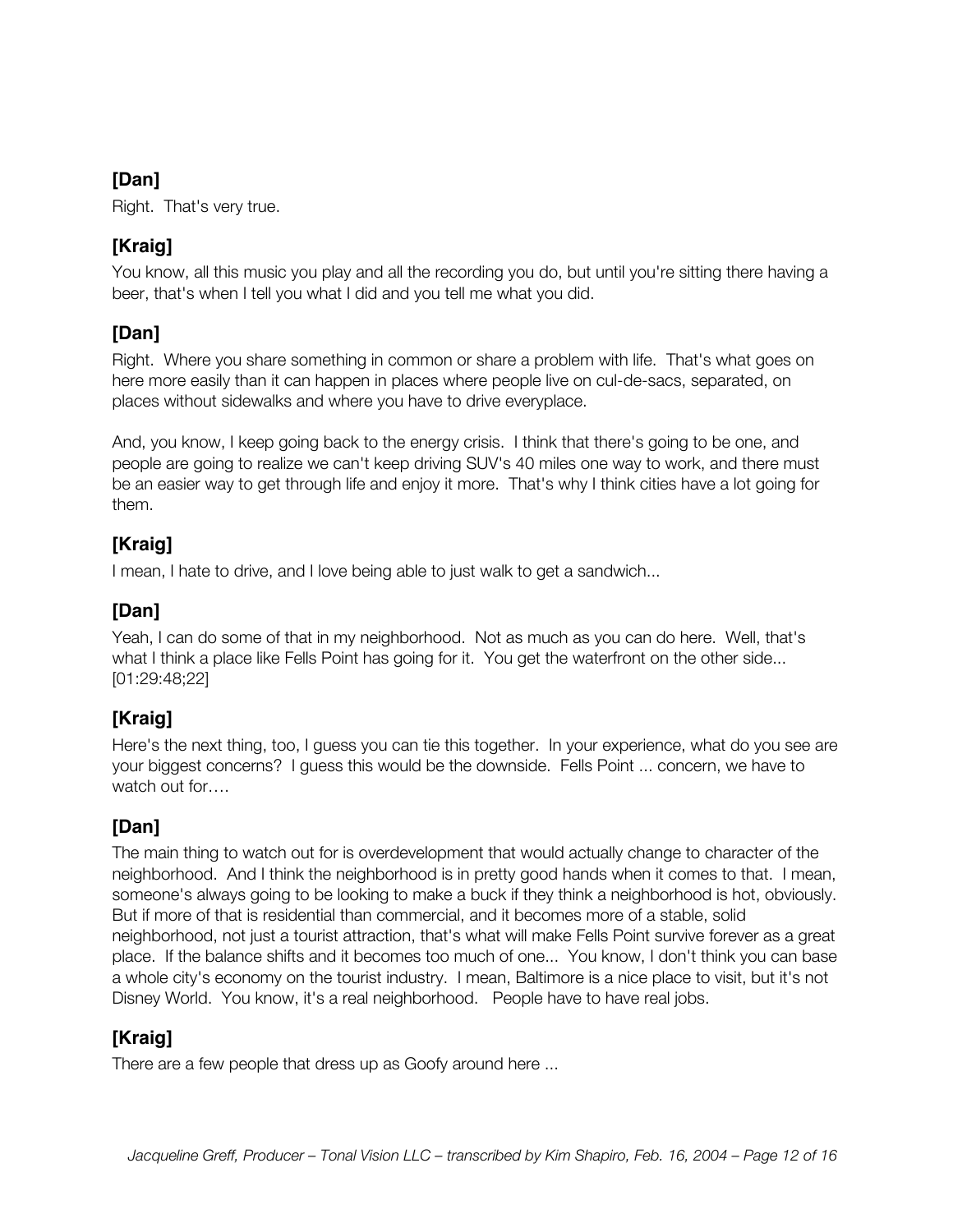**[Dan]**

Right. That's very true.

**[Kraig]**

You know, all this music you play and all the recording you do, but until you're sitting there having a beer, that's when I tell you what I did and you tell me what you did.

**[Dan]**

Right. Where you share something in common or share a problem with life. That's what goes on here more easily than it can happen in places where people live on cul-de-sacs, separated, on places without sidewalks and where you have to drive everyplace.

And, you know, I keep going back to the energy crisis. I think that there's going to be one, and people are going to realize we can't keep driving SUV's 40 miles one way to work, and there must be an easier way to get through life and enjoy it more. That's why I think cities have a lot going for them.

**[Kraig]**

I mean, I hate to drive, and I love being able to just walk to get a sandwich...

**[Dan]**

Yeah, I can do some of that in my neighborhood. Not as much as you can do here. Well, that's what I think a place like Fells Point has going for it. You get the waterfront on the other side... [01:29:48;22]

**[Kraig]**

Here's the next thing, too, I guess you can tie this together. In your experience, what do you see are your biggest concerns? I guess this would be the downside. Fells Point ... concern, we have to watch out for….

**[Dan]**

The main thing to watch out for is overdevelopment that would actually change to character of the neighborhood. And I think the neighborhood is in pretty good hands when it comes to that. I mean, someone's always going to be looking to make a buck if they think a neighborhood is hot, obviously. But if more of that is residential than commercial, and it becomes more of a stable, solid neighborhood, not just a tourist attraction, that's what will make Fells Point survive forever as a great place. If the balance shifts and it becomes too much of one... You know, I don't think you can base a whole city's economy on the tourist industry. I mean, Baltimore is a nice place to visit, but it's not Disney World. You know, it's a real neighborhood. People have to have real jobs.

**[Kraig]**

There are a few people that dress up as Goofy around here ...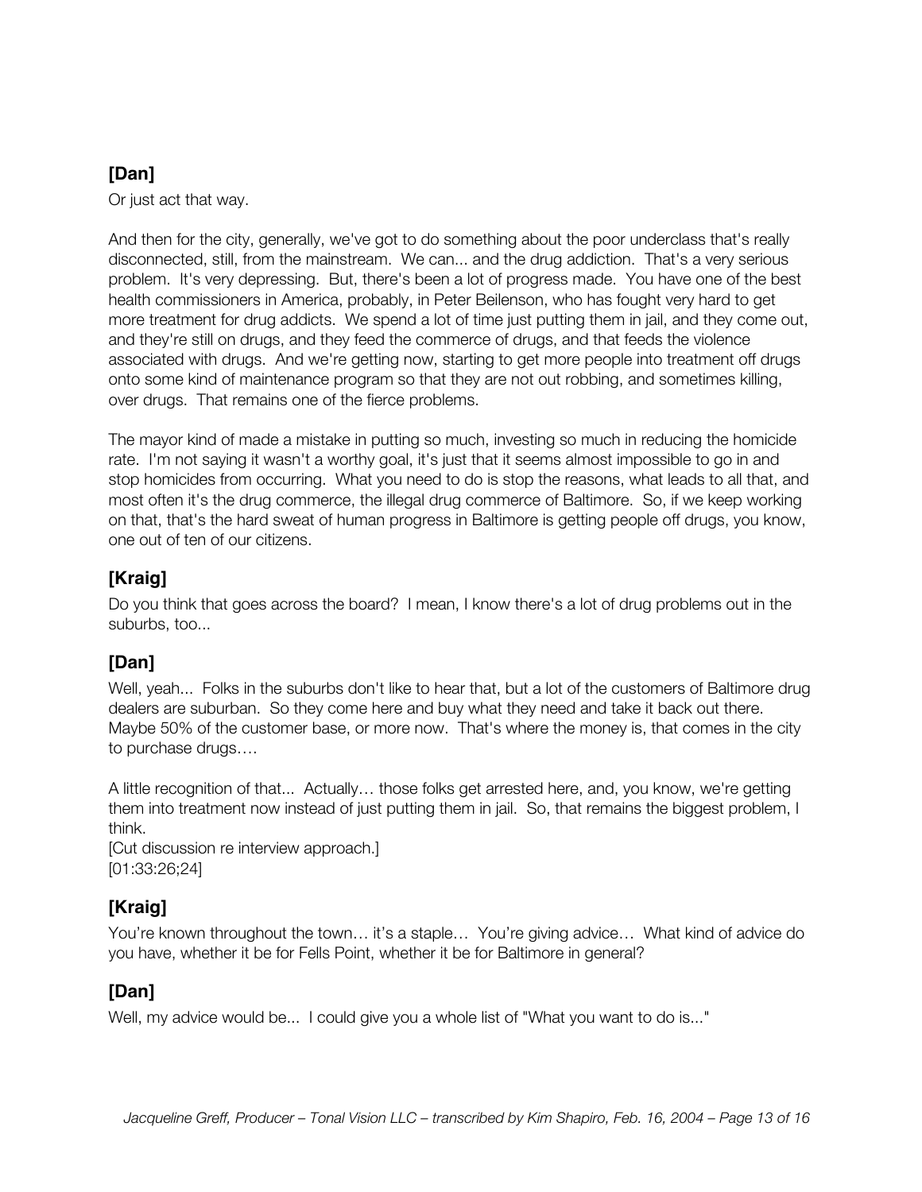### [Dan]

Or just act that way.

And then for the city, generally, we've got to do something about the poor underclass that's really disconnected, still, from the mainstream. We can... and the drug addiction. That's a very serious problem. It's very depressing. But, there's been a lot of progress made. You have one of the best health commissioners in America, probably, in Peter Beilenson, who has fought very hard to get more treatment for drug addicts. We spend a lot of time just putting them in jail, and they come out, and they're still on drugs, and they feed the commerce of drugs, and that feeds the violence associated with drugs. And we're getting now, starting to get more people into treatment off drugs onto some kind of maintenance program so that they are not out robbing, and sometimes killing, over drugs. That remains one of the fierce problems.

The mayor kind of made a mistake in putting so much, investing so much in reducing the homicide rate. I'm not saying it wasn't a worthy goal, it's just that it seems almost impossible to go in and stop homicides from occurring. What you need to do is stop the reasons, what leads to all that, and most often it's the drug commerce, the illegal drug commerce of Baltimore. So, if we keep working on that, that's the hard sweat of human progress in Baltimore is getting people off drugs, you know, one out of ten of our citizens.

### [Kraig]

Do you think that goes across the board? I mean, I know there's a lot of drug problems out in the suburbs, too...

### [Dan]

Well, yeah... Folks in the suburbs don't like to hear that, but a lot of the customers of Baltimore drug dealers are suburban. So they come here and buy what they need and take it back out there. Maybe 50% of the customer base, or more now. That's where the money is, that comes in the city to purchase drugs….

A little recognition of that... Actually… those folks get arrested here, and, you know, we're getting them into treatment now instead of just putting them in jail. So, that remains the biggest problem, I think.
[Cut discussion re interview approach.]
[01:33:26;24]

### [Kraig]

You're known throughout the town… it's a staple… You're giving advice… What kind of advice do you have, whether it be for Fells Point, whether it be for Baltimore in general?

### [Dan]

Well, my advice would be... I could give you a whole list of "What you want to do is..."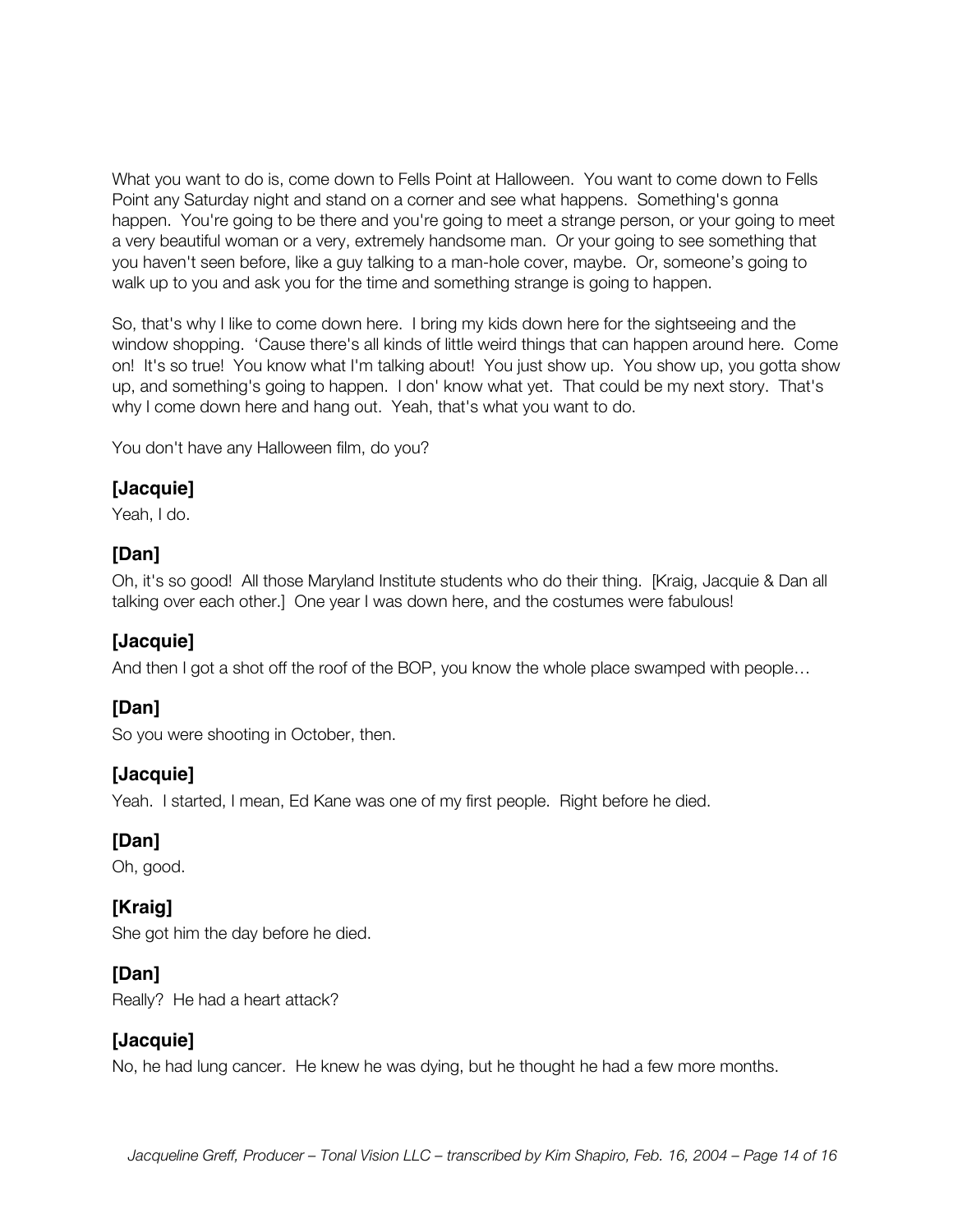What you want to do is, come down to Fells Point at Halloween. You want to come down to Fells Point any Saturday night and stand on a corner and see what happens. Something's gonna happen. You're going to be there and you're going to meet a strange person, or your going to meet a very beautiful woman or a very, extremely handsome man. Or your going to see something that you haven't seen before, like a guy talking to a man-hole cover, maybe. Or, someone's going to walk up to you and ask you for the time and something strange is going to happen.

So, that's why I like to come down here. I bring my kids down here for the sightseeing and the window shopping. 'Cause there's all kinds of little weird things that can happen around here. Come on! It's so true! You know what I'm talking about! You just show up. You show up, you gotta show up, and something's going to happen. I don' know what yet. That could be my next story. That's why I come down here and hang out. Yeah, that's what you want to do.

You don't have any Halloween film, do you?

### [Jacquie]

Yeah, I do.

### [Dan]

Oh, it's so good! All those Maryland Institute students who do their thing. [Kraig, Jacquie & Dan all talking over each other.] One year I was down here, and the costumes were fabulous!

### [Jacquie]

And then I got a shot off the roof of the BOP, you know the whole place swamped with people…

### [Dan]

So you were shooting in October, then.

### [Jacquie]

Yeah. I started, I mean, Ed Kane was one of my first people. Right before he died.

### [Dan]

Oh, good.

### [Kraig]

She got him the day before he died.

### [Dan]

Really? He had a heart attack?

### [Jacquie]

No, he had lung cancer. He knew he was dying, but he thought he had a few more months.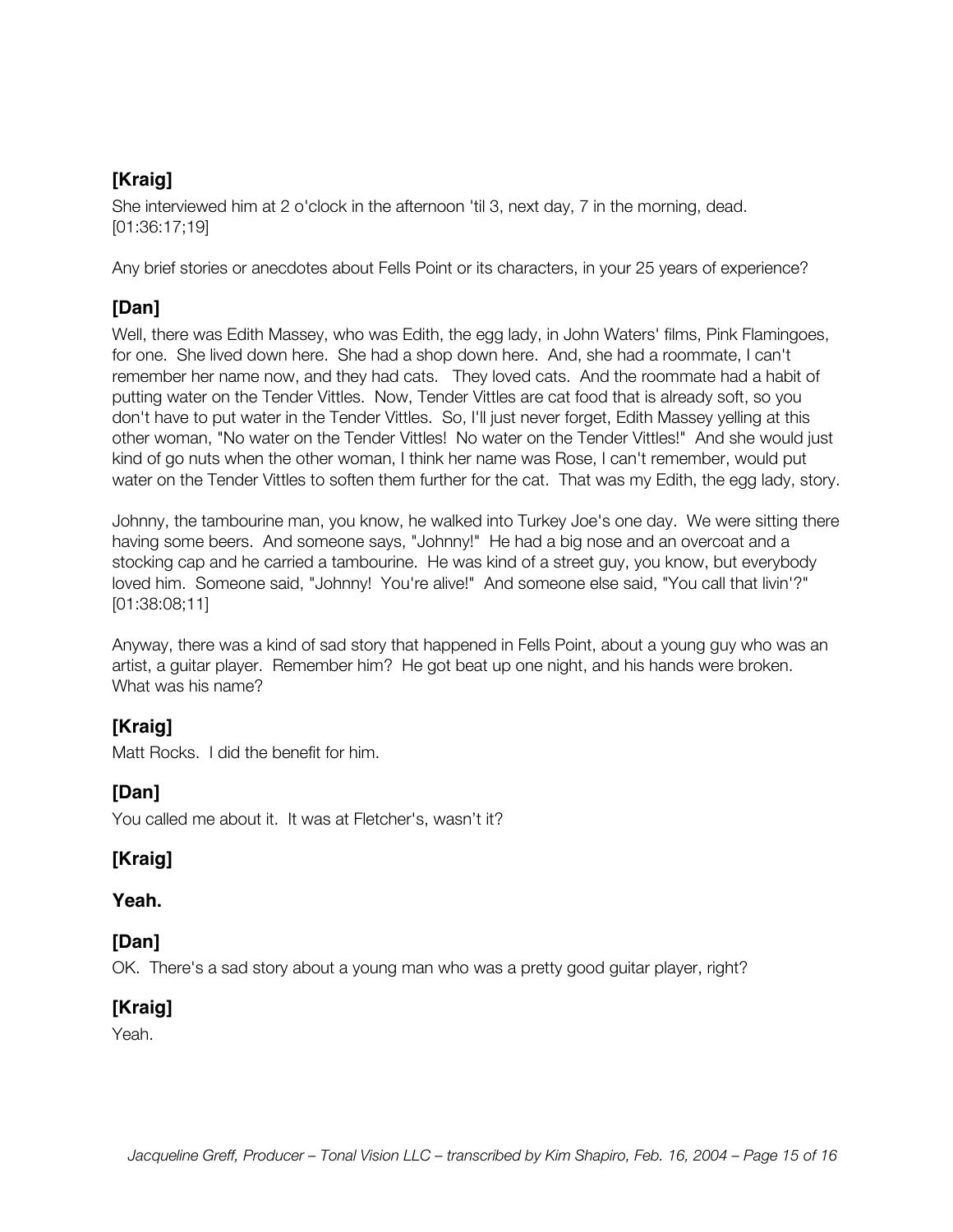**[Kraig]**

She interviewed him at 2 o'clock in the afternoon 'til 3, next day, 7 in the morning, dead. [01:36:17;19]

Any brief stories or anecdotes about Fells Point or its characters, in your 25 years of experience?

**[Dan]**

Well, there was Edith Massey, who was Edith, the egg lady, in John Waters' films, Pink Flamingoes, for one. She lived down here. She had a shop down here. And, she had a roommate, I can't remember her name now, and they had cats. They loved cats. And the roommate had a habit of putting water on the Tender Vittles. Now, Tender Vittles are cat food that is already soft, so you don't have to put water in the Tender Vittles. So, I'll just never forget, Edith Massey yelling at this other woman, "No water on the Tender Vittles! No water on the Tender Vittles!" And she would just kind of go nuts when the other woman, I think her name was Rose, I can't remember, would put water on the Tender Vittles to soften them further for the cat. That was my Edith, the egg lady, story.

Johnny, the tambourine man, you know, he walked into Turkey Joe's one day. We were sitting there having some beers. And someone says, "Johnny!" He had a big nose and an overcoat and a stocking cap and he carried a tambourine. He was kind of a street guy, you know, but everybody loved him. Someone said, "Johnny! You're alive!" And someone else said, "You call that livin'?" [01:38:08;11]

Anyway, there was a kind of sad story that happened in Fells Point, about a young guy who was an artist, a guitar player. Remember him? He got beat up one night, and his hands were broken. What was his name?

**[Kraig]**

Matt Rocks. I did the benefit for him.

**[Dan]**

You called me about it. It was at Fletcher's, wasn't it?

**[Kraig]**

**Yeah.**

**[Dan]**

OK. There's a sad story about a young man who was a pretty good guitar player, right?

**[Kraig]**

Yeah.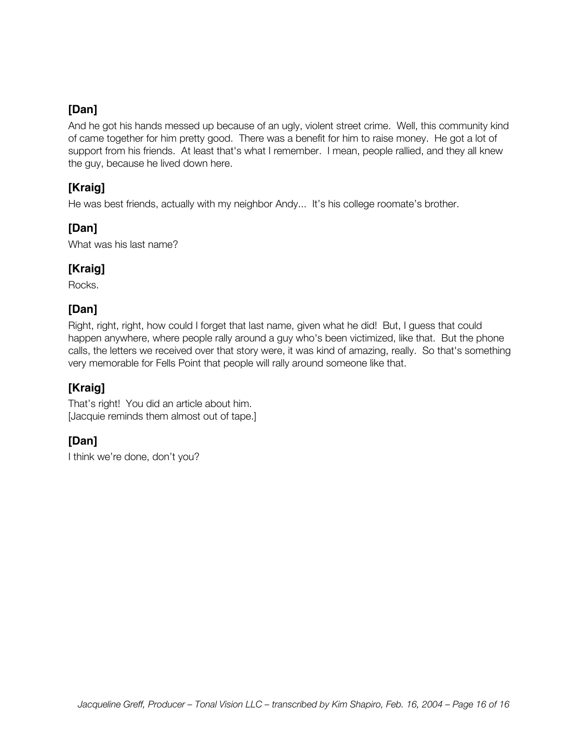**[Dan]**

And he got his hands messed up because of an ugly, violent street crime. Well, this community kind of came together for him pretty good. There was a benefit for him to raise money. He got a lot of support from his friends. At least that's what I remember. I mean, people rallied, and they all knew the guy, because he lived down here.

**[Kraig]**

He was best friends, actually with my neighbor Andy... It's his college roomate's brother.

**[Dan]**

What was his last name?

**[Kraig]**

Rocks.

**[Dan]**

Right, right, right, how could I forget that last name, given what he did! But, I guess that could happen anywhere, where people rally around a guy who's been victimized, like that. But the phone calls, the letters we received over that story were, it was kind of amazing, really. So that's something very memorable for Fells Point that people will rally around someone like that.

**[Kraig]**

That's right! You did an article about him.
[Jacquie reminds them almost out of tape.]

**[Dan]**

I think we're done, don't you?